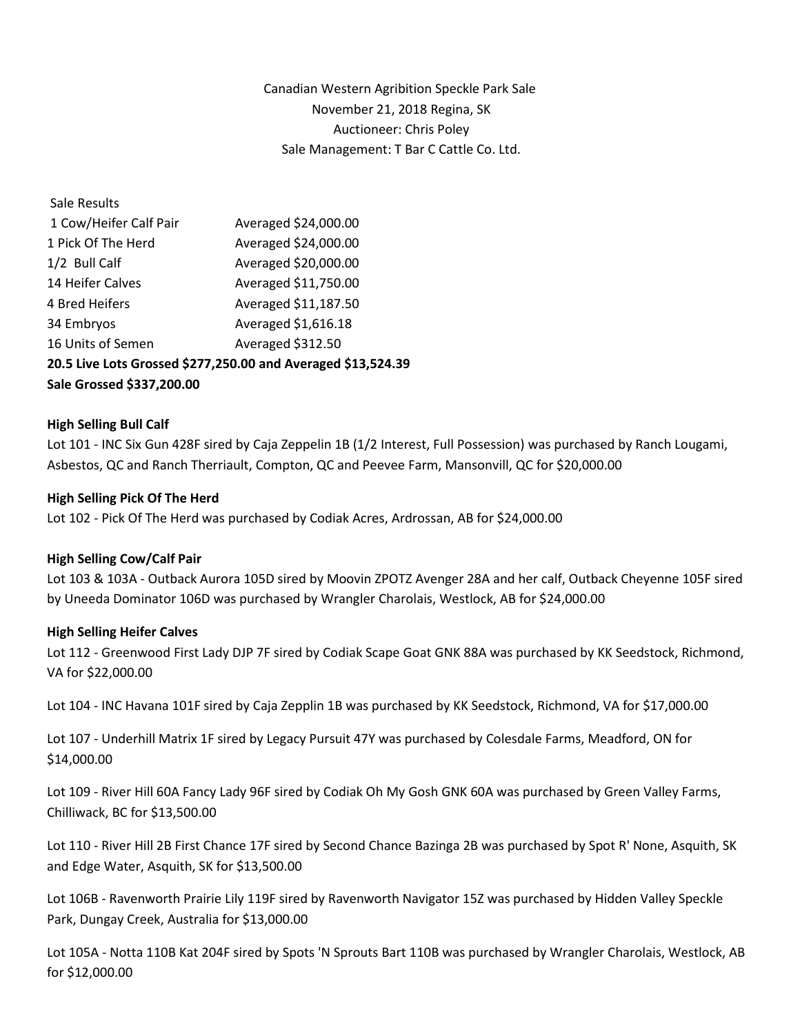Canadian Western Agribition Speckle Park Sale
November 21, 2018 Regina, SK
Auctioneer: Chris Poley
Sale Management: T Bar C Cattle Co. Ltd.

Sale Results

| | |
|---|---|
| 1 Cow/Heifer Calf Pair | Averaged $24,000.00 |
| 1 Pick Of The Herd | Averaged $24,000.00 |
| 1/2 Bull Calf | Averaged $20,000.00 |
| 14 Heifer Calves | Averaged $11,750.00 |
| 4 Bred Heifers | Averaged $11,187.50 |
| 34 Embryos | Averaged $1,616.18 |
| 16 Units of Semen | Averaged $312.50 |

**20.5 Live Lots Grossed $277,250.00 and Averaged $13,524.39**
**Sale Grossed $337,200.00**

**High Selling Bull Calf**

Lot 101 - INC Six Gun 428F sired by Caja Zeppelin 1B (1/2 Interest, Full Possession) was purchased by Ranch Lougami, Asbestos, QC and Ranch Therriault, Compton, QC and Peevee Farm, Mansonvill, QC for $20,000.00

**High Selling Pick Of The Herd**

Lot 102 - Pick Of The Herd was purchased by Codiak Acres, Ardrossan, AB for $24,000.00

**High Selling Cow/Calf Pair**

Lot 103 & 103A - Outback Aurora 105D sired by Moovin ZPOTZ Avenger 28A and her calf, Outback Cheyenne 105F sired by Uneeda Dominator 106D was purchased by Wrangler Charolais, Westlock, AB for $24,000.00

**High Selling Heifer Calves**

Lot 112 - Greenwood First Lady DJP 7F sired by Codiak Scape Goat GNK 88A was purchased by KK Seedstock, Richmond, VA for $22,000.00

Lot 104 - INC Havana 101F sired by Caja Zepplin 1B was purchased by KK Seedstock, Richmond, VA for $17,000.00

Lot 107 - Underhill Matrix 1F sired by Legacy Pursuit 47Y was purchased by Colesdale Farms, Meadford, ON for $14,000.00

Lot 109 - River Hill 60A Fancy Lady 96F sired by Codiak Oh My Gosh GNK 60A was purchased by Green Valley Farms, Chilliwack, BC for $13,500.00

Lot 110 - River Hill 2B First Chance 17F sired by Second Chance Bazinga 2B was purchased by Spot R' None, Asquith, SK and Edge Water, Asquith, SK for $13,500.00

Lot 106B - Ravenworth Prairie Lily 119F sired by Ravenworth Navigator 15Z was purchased by Hidden Valley Speckle Park, Dungay Creek, Australia for $13,000.00

Lot 105A - Notta 110B Kat 204F sired by Spots 'N Sprouts Bart 110B was purchased by Wrangler Charolais, Westlock, AB for $12,000.00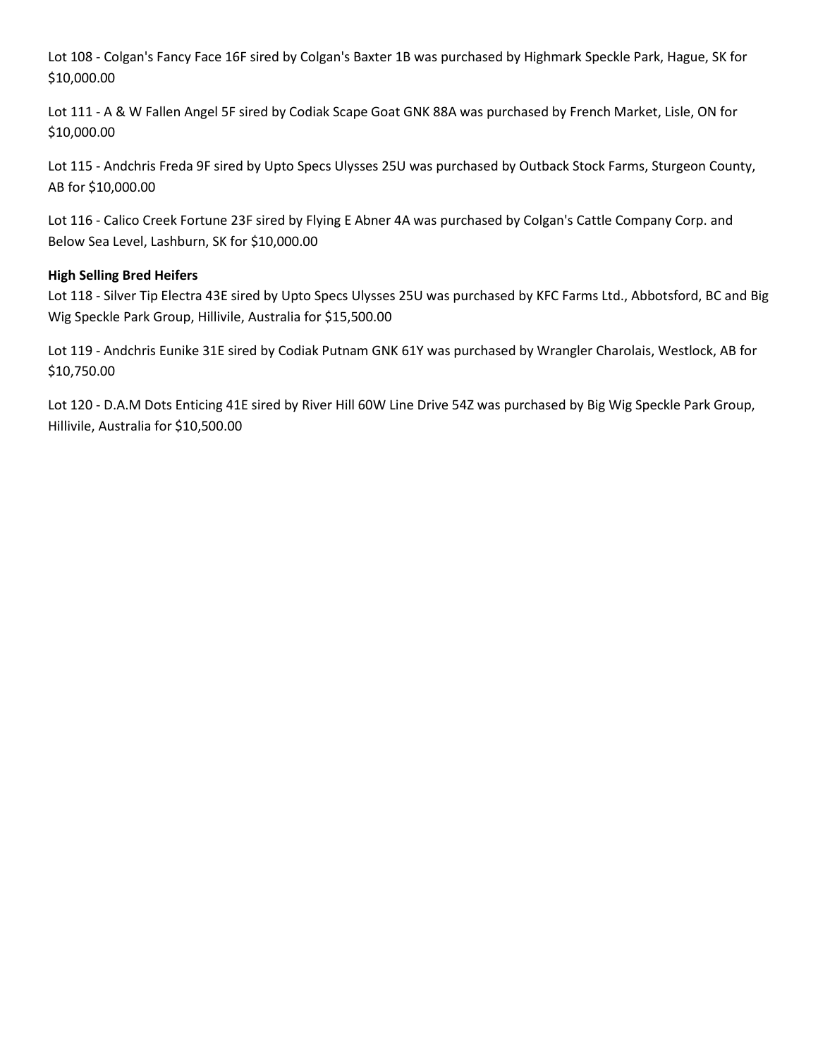Lot 108 - Colgan's Fancy Face 16F sired by Colgan's Baxter 1B was purchased by Highmark Speckle Park, Hague, SK for $10,000.00

Lot 111 - A & W Fallen Angel 5F sired by Codiak Scape Goat GNK 88A was purchased by French Market, Lisle, ON for $10,000.00

Lot 115 - Andchris Freda 9F sired by Upto Specs Ulysses 25U was purchased by Outback Stock Farms, Sturgeon County, AB for $10,000.00

Lot 116 - Calico Creek Fortune 23F sired by Flying E Abner 4A was purchased by Colgan's Cattle Company Corp. and Below Sea Level, Lashburn, SK for $10,000.00

**High Selling Bred Heifers**

Lot 118 - Silver Tip Electra 43E sired by Upto Specs Ulysses 25U was purchased by KFC Farms Ltd., Abbotsford, BC and Big Wig Speckle Park Group, Hillivile, Australia for $15,500.00

Lot 119 - Andchris Eunike 31E sired by Codiak Putnam GNK 61Y was purchased by Wrangler Charolais, Westlock, AB for $10,750.00

Lot 120 - D.A.M Dots Enticing 41E sired by River Hill 60W Line Drive 54Z was purchased by Big Wig Speckle Park Group, Hillivile, Australia for $10,500.00